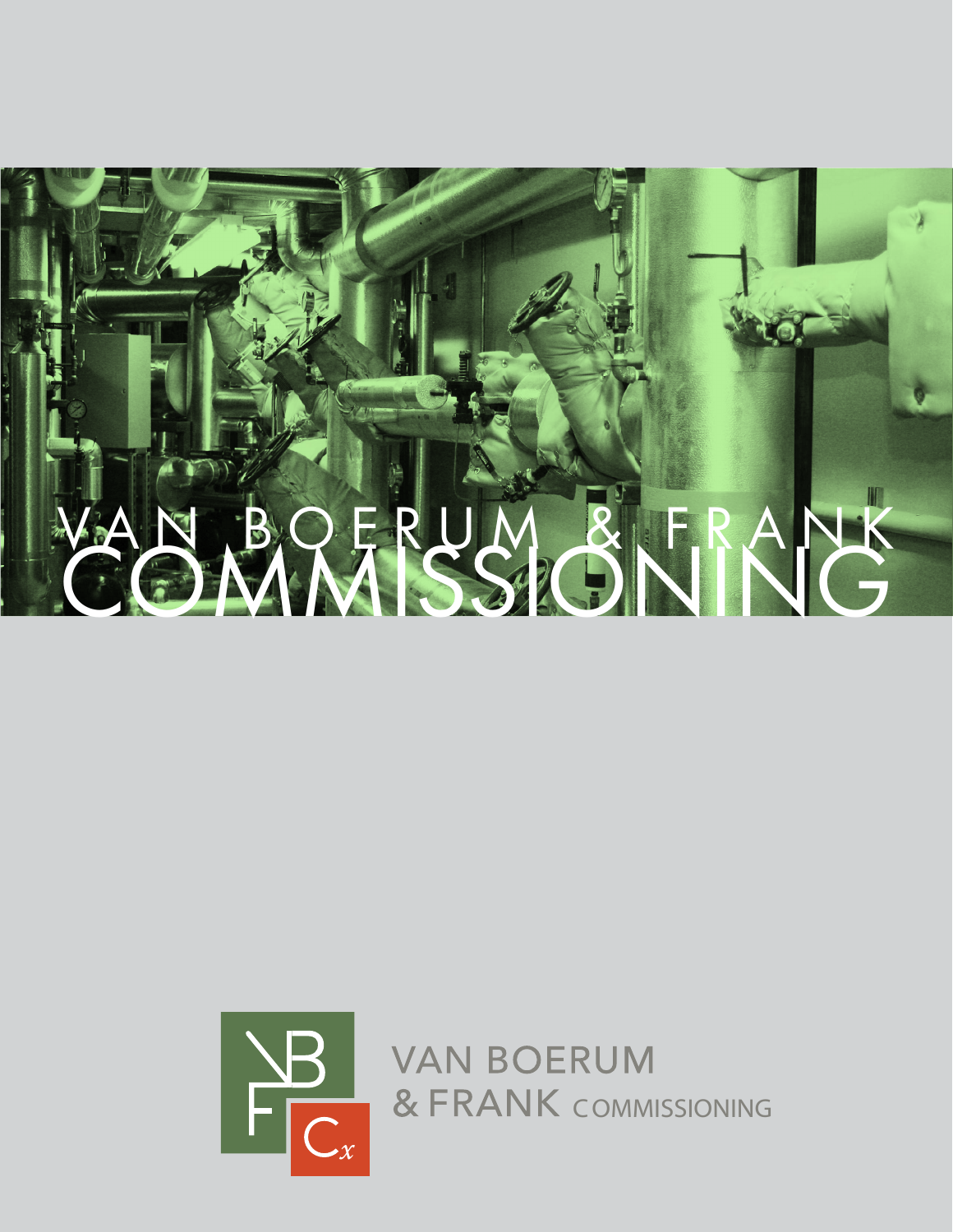# VAN BOERUM & FRANK COMMISSIONING

VAN BOERUM
& FRANK COMMISSIONING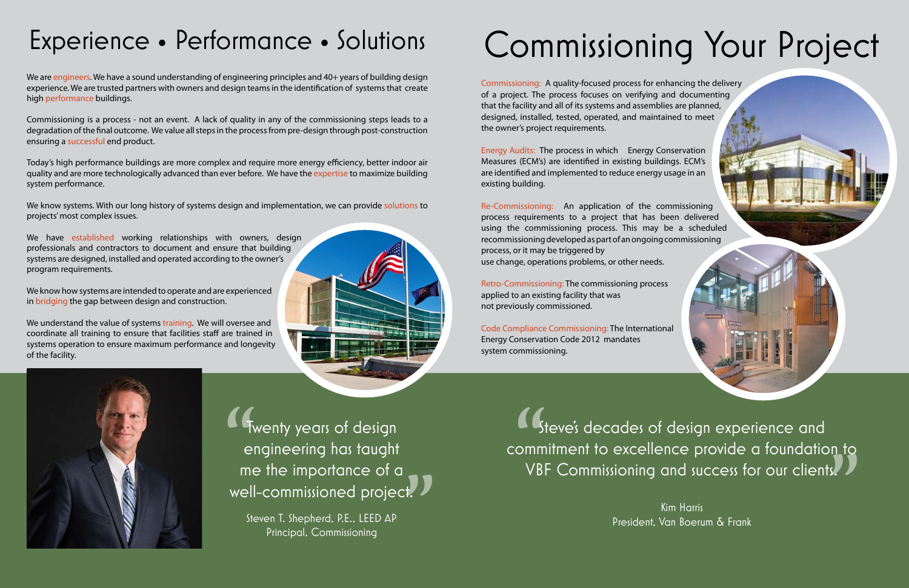# Experience • Performance • Solutions

We are engineers. We have a sound understanding of engineering principles and 40+ years of building design experience. We are trusted partners with owners and design teams in the identification of systems that create high performance buildings.

Commissioning is a process - not an event. A lack of quality in any of the commissioning steps leads to a degradation of the final outcome. We value all steps in the process from pre-design through post-construction ensuring a successful end product.

Today's high performance buildings are more complex and require more energy efficiency, better indoor air quality and are more technologically advanced than ever before. We have the expertise to maximize building system performance.

We know systems. With our long history of systems design and implementation, we can provide solutions to projects' most complex issues.

We have established working relationships with owners, design professionals and contractors to document and ensure that building systems are designed, installed and operated according to the owner's program requirements.

We know how systems are intended to operate and are experienced in bridging the gap between design and construction.

We understand the value of systems training. We will oversee and coordinate all training to ensure that facilities staff are trained in systems operation to ensure maximum performance and longevity of the facility.

> "Twenty years of design engineering has taught me the importance of a well-commissioned project."
>
> Steven T. Shepherd, P.E., LEED AP
> Principal, Commissioning

# Commissioning Your Project

Commissioning: A quality-focused process for enhancing the delivery of a project. The process focuses on verifying and documenting that the facility and all of its systems and assemblies are planned, designed, installed, tested, operated, and maintained to meet the owner's project requirements.

Energy Audits: The process in which Energy Conservation Measures (ECM's) are identified in existing buildings. ECM's are identified and implemented to reduce energy usage in an existing building.

Re-Commissioning: An application of the commissioning process requirements to a project that has been delivered using the commissioning process. This may be a scheduled recommissioning developed as part of an ongoing commissioning process, or it may be triggered by use change, operations problems, or other needs.

Retro-Commissioning: The commissioning process applied to an existing facility that was not previously commissioned.

Code Compliance Commissioning: The International Energy Conservation Code 2012 mandates system commissioning.

> "Steve's decades of design experience and commitment to excellence provide a foundation to VBF Commissioning and success for our clients."
>
> Kim Harris
> President, Van Boerum & Frank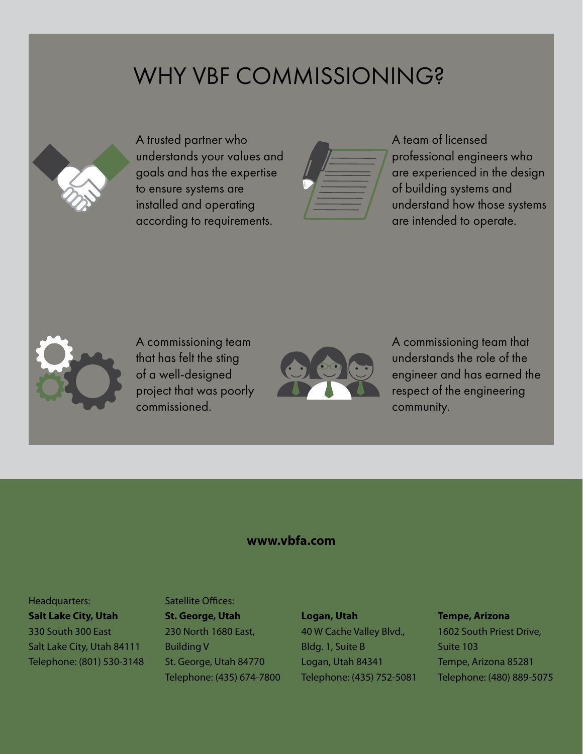# WHY VBF COMMISSIONING?

A trusted partner who understands your values and goals and has the expertise to ensure systems are installed and operating according to requirements.

A team of licensed professional engineers who are experienced in the design of building systems and understand how those systems are intended to operate.

A commissioning team that has felt the sting of a well-designed project that was poorly commissioned.

A commissioning team that understands the role of the engineer and has earned the respect of the engineering community.

**www.vbfa.com**

Headquarters:
**Salt Lake City, Utah**
330 South 300 East
Salt Lake City, Utah 84111
Telephone: (801) 530-3148

Satellite Offices:
**St. George, Utah**
230 North 1680 East,
Building V
St. George, Utah 84770
Telephone: (435) 674-7800

**Logan, Utah**
40 W Cache Valley Blvd.,
Bldg. 1, Suite B
Logan, Utah 84341
Telephone: (435) 752-5081

**Tempe, Arizona**
1602 South Priest Drive,
Suite 103
Tempe, Arizona 85281
Telephone: (480) 889-5075